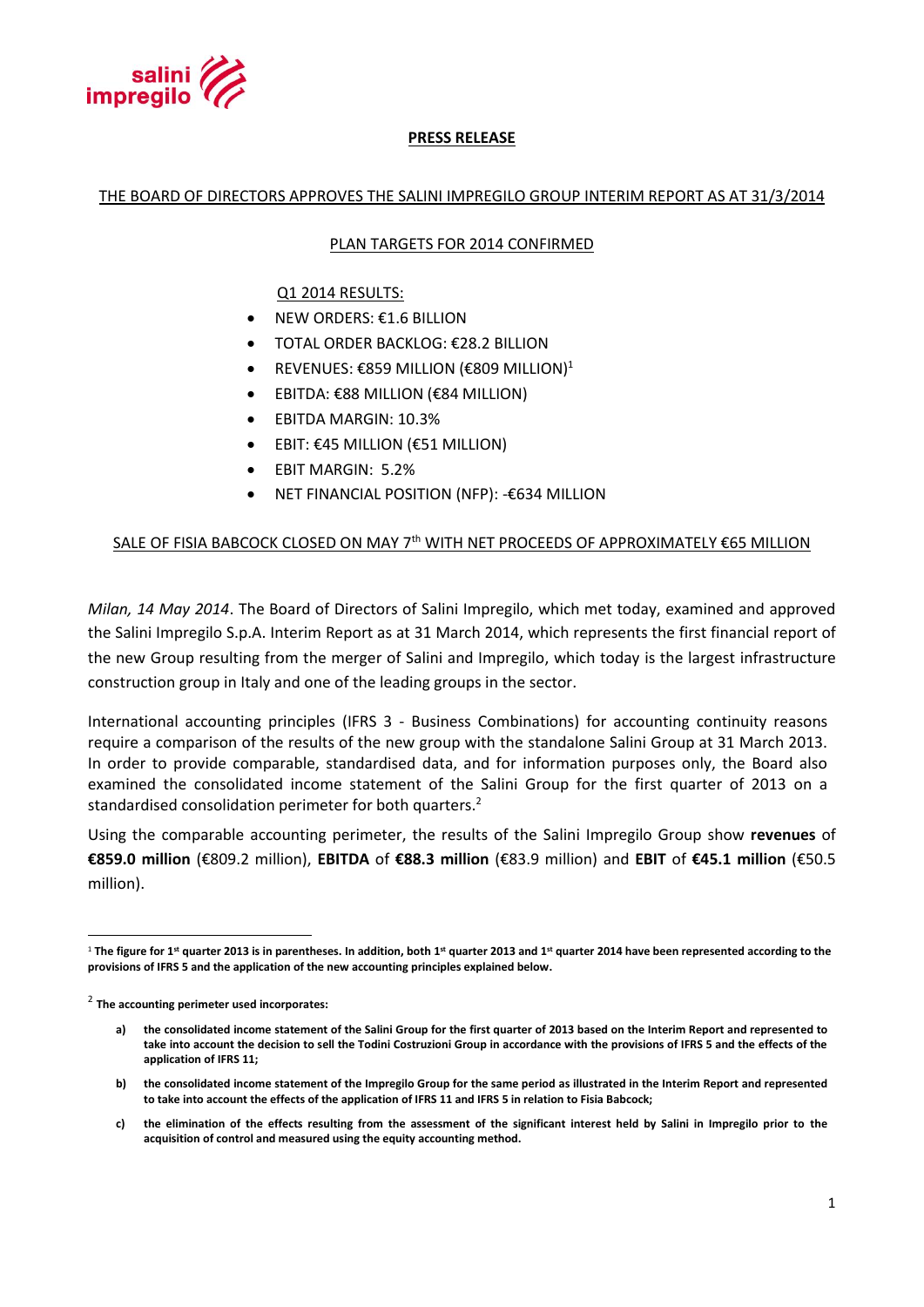**PRESS RELEASE**

THE BOARD OF DIRECTORS APPROVES THE SALINI IMPREGILO GROUP INTERIM REPORT AS AT 31/3/2014

PLAN TARGETS FOR 2014 CONFIRMED

Q1 2014 RESULTS:

- NEW ORDERS: €1.6 BILLION
- TOTAL ORDER BACKLOG: €28.2 BILLION
- REVENUES: €859 MILLION (€809 MILLION)[1]
- EBITDA: €88 MILLION (€84 MILLION)
- EBITDA MARGIN: 10.3%
- EBIT: €45 MILLION (€51 MILLION)
- EBIT MARGIN: 5.2%
- NET FINANCIAL POSITION (NFP): -€634 MILLION

SALE OF FISIA BABCOCK CLOSED ON MAY 7th WITH NET PROCEEDS OF APPROXIMATELY €65 MILLION

*Milan, 14 May 2014*. The Board of Directors of Salini Impregilo, which met today, examined and approved the Salini Impregilo S.p.A. Interim Report as at 31 March 2014, which represents the first financial report of the new Group resulting from the merger of Salini and Impregilo, which today is the largest infrastructure construction group in Italy and one of the leading groups in the sector.

International accounting principles (IFRS 3 - Business Combinations) for accounting continuity reasons require a comparison of the results of the new group with the standalone Salini Group at 31 March 2013. In order to provide comparable, standardised data, and for information purposes only, the Board also examined the consolidated income statement of the Salini Group for the first quarter of 2013 on a standardised consolidation perimeter for both quarters.[2]

Using the comparable accounting perimeter, the results of the Salini Impregilo Group show **revenues** of **€859.0 million** (€809.2 million), **EBITDA** of **€88.3 million** (€83.9 million) and **EBIT** of **€45.1 million** (€50.5 million).

---

[1] **The figure for 1st quarter 2013 is in parentheses. In addition, both 1st quarter 2013 and 1st quarter 2014 have been represented according to the provisions of IFRS 5 and the application of the new accounting principles explained below.**

[2] **The accounting perimeter used incorporates:**

a) **the consolidated income statement of the Salini Group for the first quarter of 2013 based on the Interim Report and represented to take into account the decision to sell the Todini Costruzioni Group in accordance with the provisions of IFRS 5 and the effects of the application of IFRS 11;**

b) **the consolidated income statement of the Impregilo Group for the same period as illustrated in the Interim Report and represented to take into account the effects of the application of IFRS 11 and IFRS 5 in relation to Fisia Babcock;**

c) **the elimination of the effects resulting from the assessment of the significant interest held by Salini in Impregilo prior to the acquisition of control and measured using the equity accounting method.**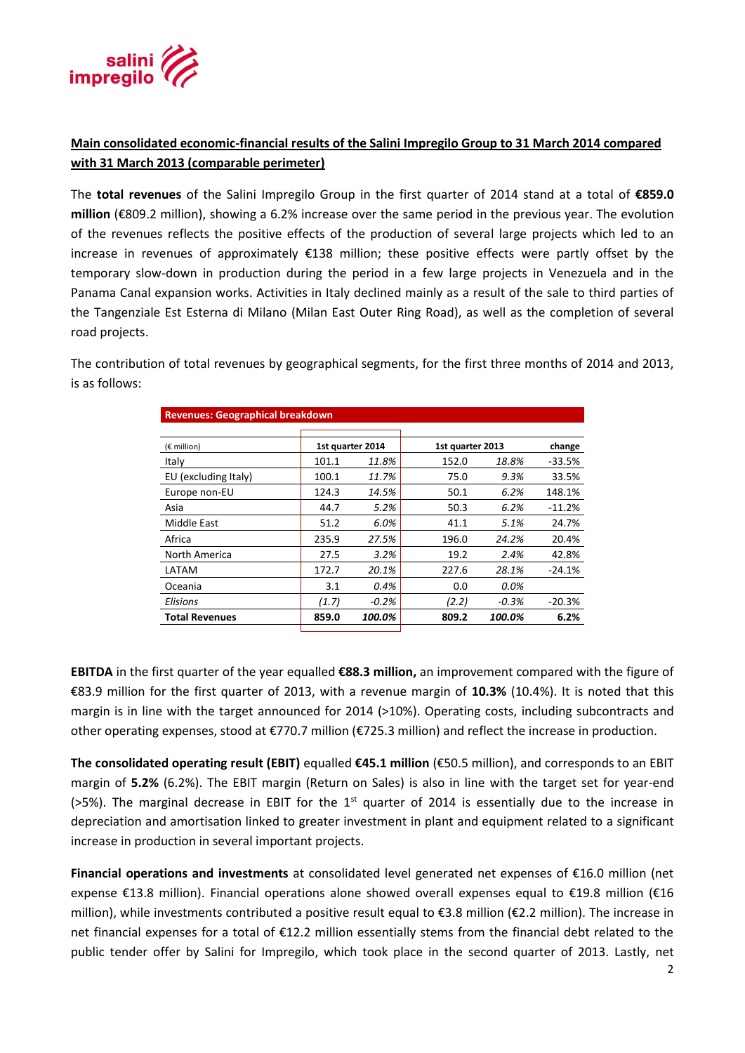**Main consolidated economic-financial results of the Salini Impregilo Group to 31 March 2014 compared with 31 March 2013 (comparable perimeter)**

The **total revenues** of the Salini Impregilo Group in the first quarter of 2014 stand at a total of **€859.0 million** (€809.2 million), showing a 6.2% increase over the same period in the previous year. The evolution of the revenues reflects the positive effects of the production of several large projects which led to an increase in revenues of approximately €138 million; these positive effects were partly offset by the temporary slow-down in production during the period in a few large projects in Venezuela and in the Panama Canal expansion works. Activities in Italy declined mainly as a result of the sale to third parties of the Tangenziale Est Esterna di Milano (Milan East Outer Ring Road), as well as the completion of several road projects.

The contribution of total revenues by geographical segments, for the first three months of 2014 and 2013, is as follows:

**Revenues: Geographical breakdown**

| (€ million) | 1st quarter 2014 | | 1st quarter 2013 | | change |
|---|---|---|---|---|---|
| Italy | 101.1 | *11.8%* | 152.0 | *18.8%* | -33.5% |
| EU (excluding Italy) | 100.1 | *11.7%* | 75.0 | *9.3%* | 33.5% |
| Europe non-EU | 124.3 | *14.5%* | 50.1 | *6.2%* | 148.1% |
| Asia | 44.7 | *5.2%* | 50.3 | *6.2%* | -11.2% |
| Middle East | 51.2 | *6.0%* | 41.1 | *5.1%* | 24.7% |
| Africa | 235.9 | *27.5%* | 196.0 | *24.2%* | 20.4% |
| North America | 27.5 | *3.2%* | 19.2 | *2.4%* | 42.8% |
| LATAM | 172.7 | *20.1%* | 227.6 | *28.1%* | -24.1% |
| Oceania | 3.1 | *0.4%* | 0.0 | *0.0%* | |
| *Elisions* | *(1.7)* | *-0.2%* | *(2.2)* | *-0.3%* | -20.3% |
| **Total Revenues** | **859.0** | ***100.0%*** | **809.2** | ***100.0%*** | **6.2%** |

**EBITDA** in the first quarter of the year equalled **€88.3 million,** an improvement compared with the figure of €83.9 million for the first quarter of 2013, with a revenue margin of **10.3%** (10.4%). It is noted that this margin is in line with the target announced for 2014 (>10%). Operating costs, including subcontracts and other operating expenses, stood at €770.7 million (€725.3 million) and reflect the increase in production.

**The consolidated operating result (EBIT)** equalled **€45.1 million** (€50.5 million), and corresponds to an EBIT margin of **5.2%** (6.2%). The EBIT margin (Return on Sales) is also in line with the target set for year-end (>5%). The marginal decrease in EBIT for the 1st quarter of 2014 is essentially due to the increase in depreciation and amortisation linked to greater investment in plant and equipment related to a significant increase in production in several important projects.

**Financial operations and investments** at consolidated level generated net expenses of €16.0 million (net expense €13.8 million). Financial operations alone showed overall expenses equal to €19.8 million (€16 million), while investments contributed a positive result equal to €3.8 million (€2.2 million). The increase in net financial expenses for a total of €12.2 million essentially stems from the financial debt related to the public tender offer by Salini for Impregilo, which took place in the second quarter of 2013. Lastly, net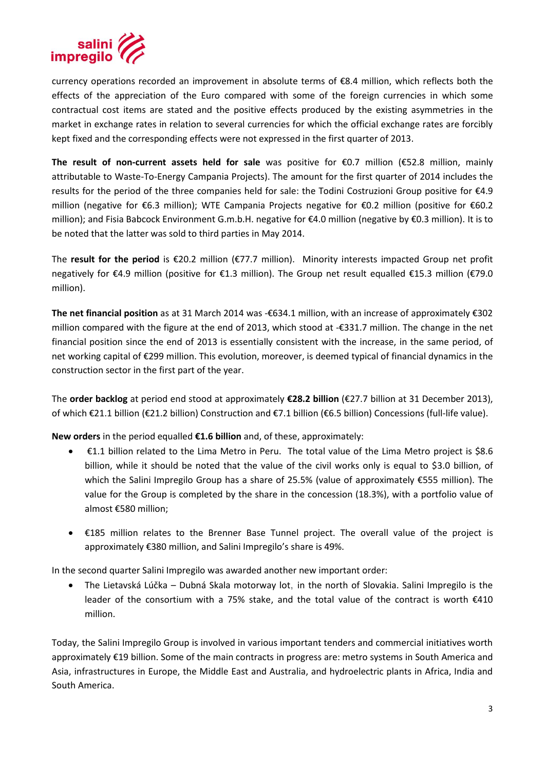currency operations recorded an improvement in absolute terms of €8.4 million, which reflects both the effects of the appreciation of the Euro compared with some of the foreign currencies in which some contractual cost items are stated and the positive effects produced by the existing asymmetries in the market in exchange rates in relation to several currencies for which the official exchange rates are forcibly kept fixed and the corresponding effects were not expressed in the first quarter of 2013.

**The result of non-current assets held for sale** was positive for €0.7 million (€52.8 million, mainly attributable to Waste-To-Energy Campania Projects). The amount for the first quarter of 2014 includes the results for the period of the three companies held for sale: the Todini Costruzioni Group positive for €4.9 million (negative for €6.3 million); WTE Campania Projects negative for €0.2 million (positive for €60.2 million); and Fisia Babcock Environment G.m.b.H. negative for €4.0 million (negative by €0.3 million). It is to be noted that the latter was sold to third parties in May 2014.

The **result for the period** is €20.2 million (€77.7 million). Minority interests impacted Group net profit negatively for €4.9 million (positive for €1.3 million). The Group net result equalled €15.3 million (€79.0 million).

**The net financial position** as at 31 March 2014 was -€634.1 million, with an increase of approximately €302 million compared with the figure at the end of 2013, which stood at -€331.7 million. The change in the net financial position since the end of 2013 is essentially consistent with the increase, in the same period, of net working capital of €299 million. This evolution, moreover, is deemed typical of financial dynamics in the construction sector in the first part of the year.

The **order backlog** at period end stood at approximately **€28.2 billion** (€27.7 billion at 31 December 2013), of which €21.1 billion (€21.2 billion) Construction and €7.1 billion (€6.5 billion) Concessions (full-life value).

**New orders** in the period equalled **€1.6 billion** and, of these, approximately:

- €1.1 billion related to the Lima Metro in Peru. The total value of the Lima Metro project is $8.6 billion, while it should be noted that the value of the civil works only is equal to $3.0 billion, of which the Salini Impregilo Group has a share of 25.5% (value of approximately €555 million). The value for the Group is completed by the share in the concession (18.3%), with a portfolio value of almost €580 million;

- €185 million relates to the Brenner Base Tunnel project. The overall value of the project is approximately €380 million, and Salini Impregilo's share is 49%.

In the second quarter Salini Impregilo was awarded another new important order:

- The Lietavská Lúčka – Dubná Skala motorway lot, in the north of Slovakia. Salini Impregilo is the leader of the consortium with a 75% stake, and the total value of the contract is worth €410 million.

Today, the Salini Impregilo Group is involved in various important tenders and commercial initiatives worth approximately €19 billion. Some of the main contracts in progress are: metro systems in South America and Asia, infrastructures in Europe, the Middle East and Australia, and hydroelectric plants in Africa, India and South America.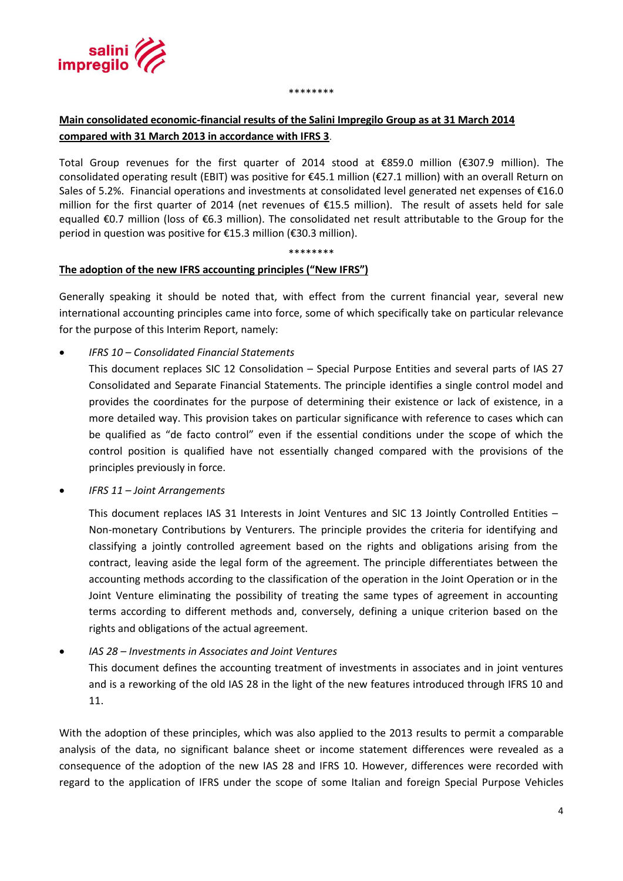\*\*\*\*\*\*\*\*

**Main consolidated economic-financial results of the Salini Impregilo Group as at 31 March 2014 compared with 31 March 2013 in accordance with IFRS 3.**

Total Group revenues for the first quarter of 2014 stood at €859.0 million (€307.9 million). The consolidated operating result (EBIT) was positive for €45.1 million (€27.1 million) with an overall Return on Sales of 5.2%. Financial operations and investments at consolidated level generated net expenses of €16.0 million for the first quarter of 2014 (net revenues of €15.5 million). The result of assets held for sale equalled €0.7 million (loss of €6.3 million). The consolidated net result attributable to the Group for the period in question was positive for €15.3 million (€30.3 million).

\*\*\*\*\*\*\*\*

**The adoption of the new IFRS accounting principles ("New IFRS")**

Generally speaking it should be noted that, with effect from the current financial year, several new international accounting principles came into force, some of which specifically take on particular relevance for the purpose of this Interim Report, namely:

- *IFRS 10 – Consolidated Financial Statements*

  This document replaces SIC 12 Consolidation – Special Purpose Entities and several parts of IAS 27 Consolidated and Separate Financial Statements. The principle identifies a single control model and provides the coordinates for the purpose of determining their existence or lack of existence, in a more detailed way. This provision takes on particular significance with reference to cases which can be qualified as "de facto control" even if the essential conditions under the scope of which the control position is qualified have not essentially changed compared with the provisions of the principles previously in force.

- *IFRS 11 – Joint Arrangements*

  This document replaces IAS 31 Interests in Joint Ventures and SIC 13 Jointly Controlled Entities – Non-monetary Contributions by Venturers. The principle provides the criteria for identifying and classifying a jointly controlled agreement based on the rights and obligations arising from the contract, leaving aside the legal form of the agreement. The principle differentiates between the accounting methods according to the classification of the operation in the Joint Operation or in the Joint Venture eliminating the possibility of treating the same types of agreement in accounting terms according to different methods and, conversely, defining a unique criterion based on the rights and obligations of the actual agreement.

- *IAS 28 – Investments in Associates and Joint Ventures*

  This document defines the accounting treatment of investments in associates and in joint ventures and is a reworking of the old IAS 28 in the light of the new features introduced through IFRS 10 and 11.

With the adoption of these principles, which was also applied to the 2013 results to permit a comparable analysis of the data, no significant balance sheet or income statement differences were revealed as a consequence of the adoption of the new IAS 28 and IFRS 10. However, differences were recorded with regard to the application of IFRS under the scope of some Italian and foreign Special Purpose Vehicles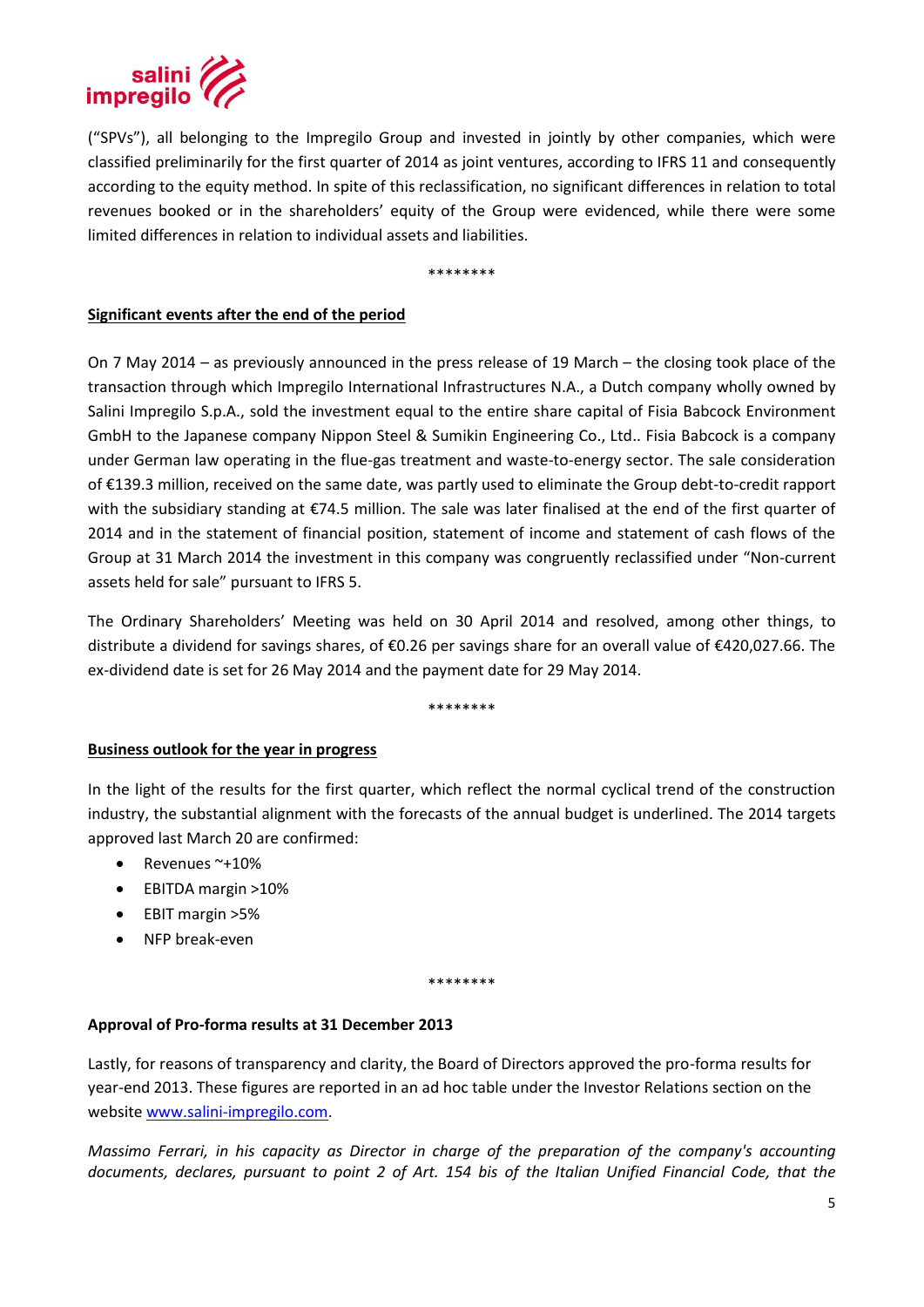("SPVs"), all belonging to the Impregilo Group and invested in jointly by other companies, which were classified preliminarily for the first quarter of 2014 as joint ventures, according to IFRS 11 and consequently according to the equity method. In spite of this reclassification, no significant differences in relation to total revenues booked or in the shareholders' equity of the Group were evidenced, while there were some limited differences in relation to individual assets and liabilities.

********

## Significant events after the end of the period

On 7 May 2014 – as previously announced in the press release of 19 March – the closing took place of the transaction through which Impregilo International Infrastructures N.A., a Dutch company wholly owned by Salini Impregilo S.p.A., sold the investment equal to the entire share capital of Fisia Babcock Environment GmbH to the Japanese company Nippon Steel & Sumikin Engineering Co., Ltd.. Fisia Babcock is a company under German law operating in the flue-gas treatment and waste-to-energy sector. The sale consideration of €139.3 million, received on the same date, was partly used to eliminate the Group debt-to-credit rapport with the subsidiary standing at €74.5 million. The sale was later finalised at the end of the first quarter of 2014 and in the statement of financial position, statement of income and statement of cash flows of the Group at 31 March 2014 the investment in this company was congruently reclassified under "Non-current assets held for sale" pursuant to IFRS 5.

The Ordinary Shareholders' Meeting was held on 30 April 2014 and resolved, among other things, to distribute a dividend for savings shares, of €0.26 per savings share for an overall value of €420,027.66. The ex-dividend date is set for 26 May 2014 and the payment date for 29 May 2014.

********

## Business outlook for the year in progress

In the light of the results for the first quarter, which reflect the normal cyclical trend of the construction industry, the substantial alignment with the forecasts of the annual budget is underlined. The 2014 targets approved last March 20 are confirmed:

- Revenues ~+10%
- EBITDA margin >10%
- EBIT margin >5%
- NFP break-even

********

**Approval of Pro-forma results at 31 December 2013**

Lastly, for reasons of transparency and clarity, the Board of Directors approved the pro-forma results for year-end 2013. These figures are reported in an ad hoc table under the Investor Relations section on the website www.salini-impregilo.com.

*Massimo Ferrari, in his capacity as Director in charge of the preparation of the company's accounting documents, declares, pursuant to point 2 of Art. 154 bis of the Italian Unified Financial Code, that the*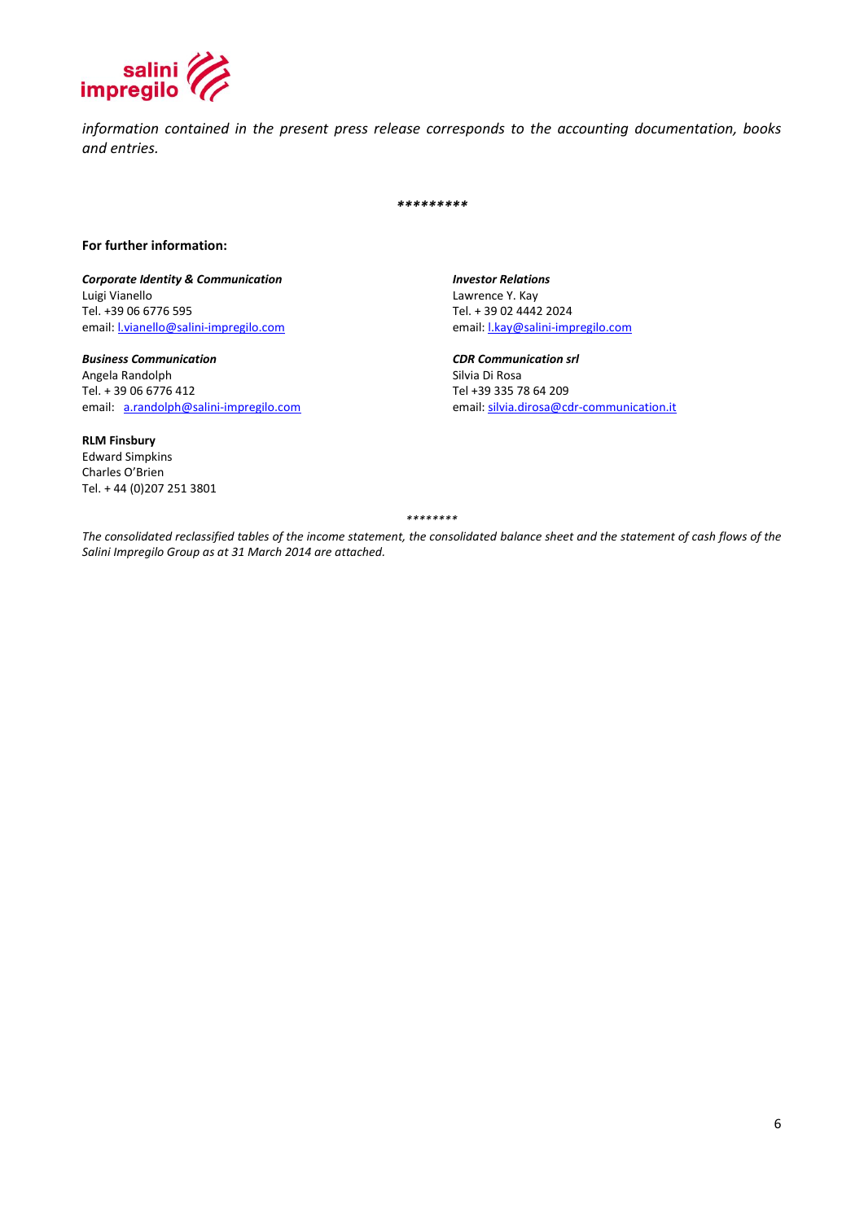*information contained in the present press release corresponds to the accounting documentation, books and entries.*

*********

**For further information:**

***Corporate Identity & Communication***
Luigi Vianello
Tel. +39 06 6776 595
email: l.vianello@salini-impregilo.com

***Investor Relations***
Lawrence Y. Kay
Tel. + 39 02 4442 2024
email: l.kay@salini-impregilo.com

***Business Communication***
Angela Randolph
Tel. + 39 06 6776 412
email: a.randolph@salini-impregilo.com

***CDR Communication srl***
Silvia Di Rosa
Tel +39 335 78 64 209
email: silvia.dirosa@cdr-communication.it

**RLM Finsbury**
Edward Simpkins
Charles O'Brien
Tel. + 44 (0)207 251 3801

********

*The consolidated reclassified tables of the income statement, the consolidated balance sheet and the statement of cash flows of the Salini Impregilo Group as at 31 March 2014 are attached.*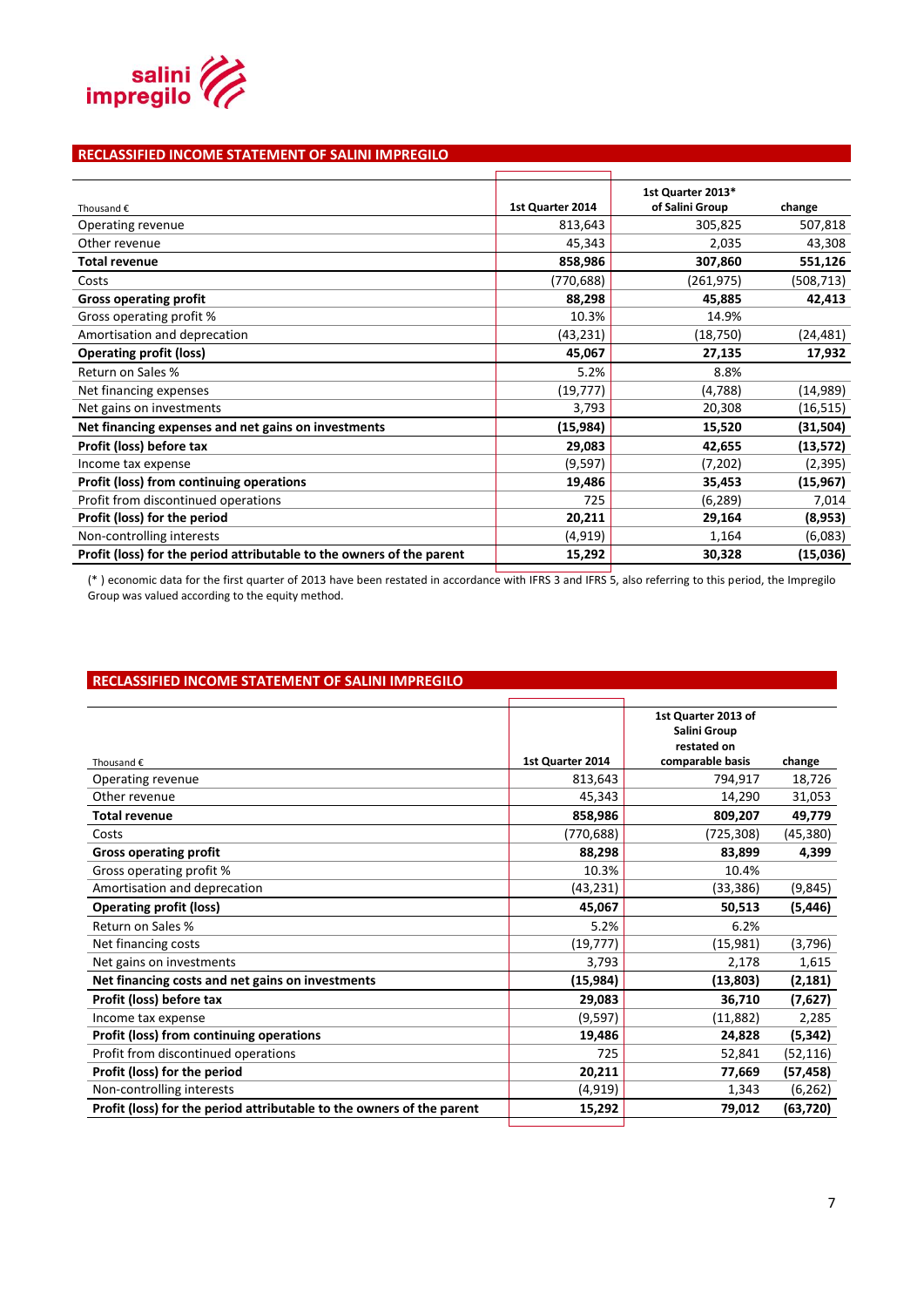## RECLASSIFIED INCOME STATEMENT OF SALINI IMPREGILO

| Thousand € | 1st Quarter 2014 | 1st Quarter 2013* of Salini Group | change |
|---|---|---|---|
| Operating revenue | 813,643 | 305,825 | 507,818 |
| Other revenue | 45,343 | 2,035 | 43,308 |
| **Total revenue** | **858,986** | **307,860** | **551,126** |
| Costs | (770,688) | (261,975) | (508,713) |
| **Gross operating profit** | **88,298** | **45,885** | **42,413** |
| Gross operating profit % | 10.3% | 14.9% | |
| Amortisation and deprecation | (43,231) | (18,750) | (24,481) |
| **Operating profit (loss)** | **45,067** | **27,135** | **17,932** |
| Return on Sales % | 5.2% | 8.8% | |
| Net financing expenses | (19,777) | (4,788) | (14,989) |
| Net gains on investments | 3,793 | 20,308 | (16,515) |
| **Net financing expenses and net gains on investments** | **(15,984)** | **15,520** | **(31,504)** |
| **Profit (loss) before tax** | **29,083** | **42,655** | **(13,572)** |
| Income tax expense | (9,597) | (7,202) | (2,395) |
| **Profit (loss) from continuing operations** | **19,486** | **35,453** | **(15,967)** |
| Profit from discontinued operations | 725 | (6,289) | 7,014 |
| **Profit (loss) for the period** | **20,211** | **29,164** | **(8,953)** |
| Non-controlling interests | (4,919) | 1,164 | (6,083) |
| **Profit (loss) for the period attributable to the owners of the parent** | **15,292** | **30,328** | **(15,036)** |

(* ) economic data for the first quarter of 2013 have been restated in accordance with IFRS 3 and IFRS 5, also referring to this period, the Impregilo Group was valued according to the equity method.

## RECLASSIFIED INCOME STATEMENT OF SALINI IMPREGILO

| Thousand € | 1st Quarter 2014 | 1st Quarter 2013 of Salini Group restated on comparable basis | change |
|---|---|---|---|
| Operating revenue | 813,643 | 794,917 | 18,726 |
| Other revenue | 45,343 | 14,290 | 31,053 |
| **Total revenue** | **858,986** | **809,207** | **49,779** |
| Costs | (770,688) | (725,308) | (45,380) |
| **Gross operating profit** | **88,298** | **83,899** | **4,399** |
| Gross operating profit % | 10.3% | 10.4% | |
| Amortisation and deprecation | (43,231) | (33,386) | (9,845) |
| **Operating profit (loss)** | **45,067** | **50,513** | **(5,446)** |
| Return on Sales % | 5.2% | 6.2% | |
| Net financing costs | (19,777) | (15,981) | (3,796) |
| Net gains on investments | 3,793 | 2,178 | 1,615 |
| **Net financing costs and net gains on investments** | **(15,984)** | **(13,803)** | **(2,181)** |
| **Profit (loss) before tax** | **29,083** | **36,710** | **(7,627)** |
| Income tax expense | (9,597) | (11,882) | 2,285 |
| **Profit (loss) from continuing operations** | **19,486** | **24,828** | **(5,342)** |
| Profit from discontinued operations | 725 | 52,841 | (52,116) |
| **Profit (loss) for the period** | **20,211** | **77,669** | **(57,458)** |
| Non-controlling interests | (4,919) | 1,343 | (6,262) |
| **Profit (loss) for the period attributable to the owners of the parent** | **15,292** | **79,012** | **(63,720)** |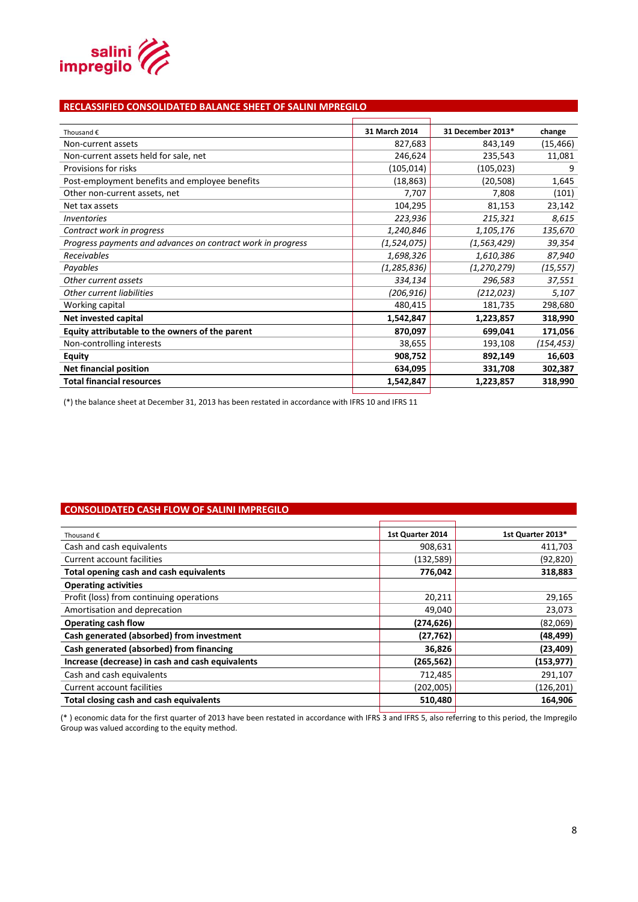## RECLASSIFIED CONSOLIDATED BALANCE SHEET OF SALINI MPREGILO

| Thousand € | 31 March 2014 | 31 December 2013* | change |
|---|---|---|---|
| Non-current assets | 827,683 | 843,149 | (15,466) |
| Non-current assets held for sale, net | 246,624 | 235,543 | 11,081 |
| Provisions for risks | (105,014) | (105,023) | 9 |
| Post-employment benefits and employee benefits | (18,863) | (20,508) | 1,645 |
| Other non-current assets, net | 7,707 | 7,808 | (101) |
| Net tax assets | 104,295 | 81,153 | 23,142 |
| *Inventories* | *223,936* | *215,321* | *8,615* |
| *Contract work in progress* | *1,240,846* | *1,105,176* | *135,670* |
| *Progress payments and advances on contract work in progress* | *(1,524,075)* | *(1,563,429)* | *39,354* |
| *Receivables* | *1,698,326* | *1,610,386* | *87,940* |
| *Payables* | *(1,285,836)* | *(1,270,279)* | *(15,557)* |
| *Other current assets* | *334,134* | *296,583* | *37,551* |
| *Other current liabilities* | *(206,916)* | *(212,023)* | *5,107* |
| Working capital | 480,415 | 181,735 | 298,680 |
| **Net invested capital** | **1,542,847** | **1,223,857** | **318,990** |
| **Equity attributable to the owners of the parent** | **870,097** | **699,041** | **171,056** |
| Non-controlling interests | 38,655 | 193,108 | *(154,453)* |
| **Equity** | **908,752** | **892,149** | **16,603** |
| **Net financial position** | **634,095** | **331,708** | **302,387** |
| **Total financial resources** | **1,542,847** | **1,223,857** | **318,990** |

(*) the balance sheet at December 31, 2013 has been restated in accordance with IFRS 10 and IFRS 11

## CONSOLIDATED CASH FLOW OF SALINI IMPREGILO

| Thousand € | 1st Quarter 2014 | 1st Quarter 2013* |
|---|---|---|
| Cash and cash equivalents | 908,631 | 411,703 |
| Current account facilities | (132,589) | (92,820) |
| **Total opening cash and cash equivalents** | **776,042** | **318,883** |
| **Operating activities** | | |
| Profit (loss) from continuing operations | 20,211 | 29,165 |
| Amortisation and deprecation | 49,040 | 23,073 |
| **Operating cash flow** | **(274,626)** | (82,069) |
| **Cash generated (absorbed) from investment** | **(27,762)** | **(48,499)** |
| **Cash generated (absorbed) from financing** | **36,826** | **(23,409)** |
| **Increase (decrease) in cash and cash equivalents** | **(265,562)** | **(153,977)** |
| Cash and cash equivalents | 712,485 | 291,107 |
| Current account facilities | (202,005) | (126,201) |
| **Total closing cash and cash equivalents** | **510,480** | **164,906** |

(* ) economic data for the first quarter of 2013 have been restated in accordance with IFRS 3 and IFRS 5, also referring to this period, the Impregilo Group was valued according to the equity method.